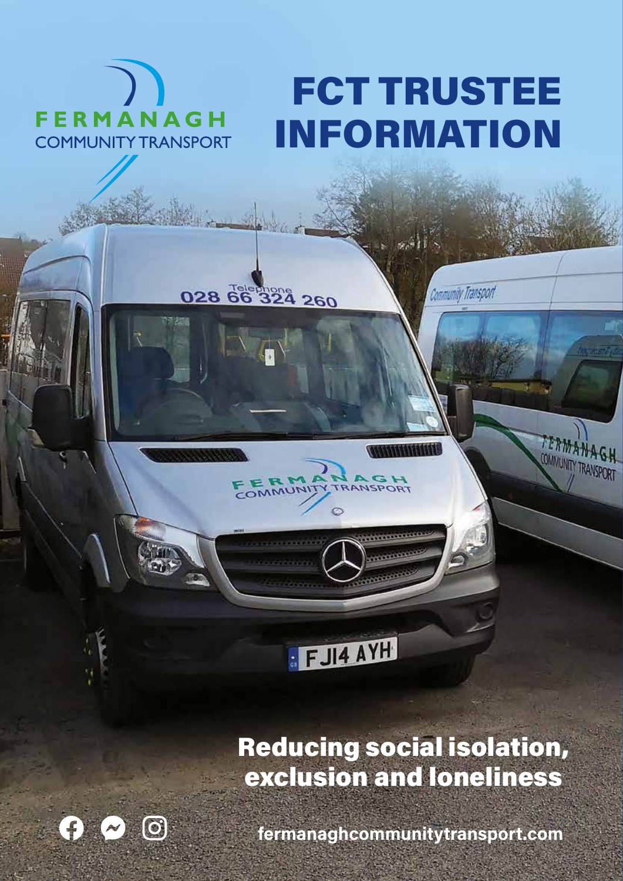FERMANAGH
COMMUNITY TRANSPORT

# FCT TRUSTEE INFORMATION

## Reducing social isolation, exclusion and loneliness

fermanaghcommunitytransport.com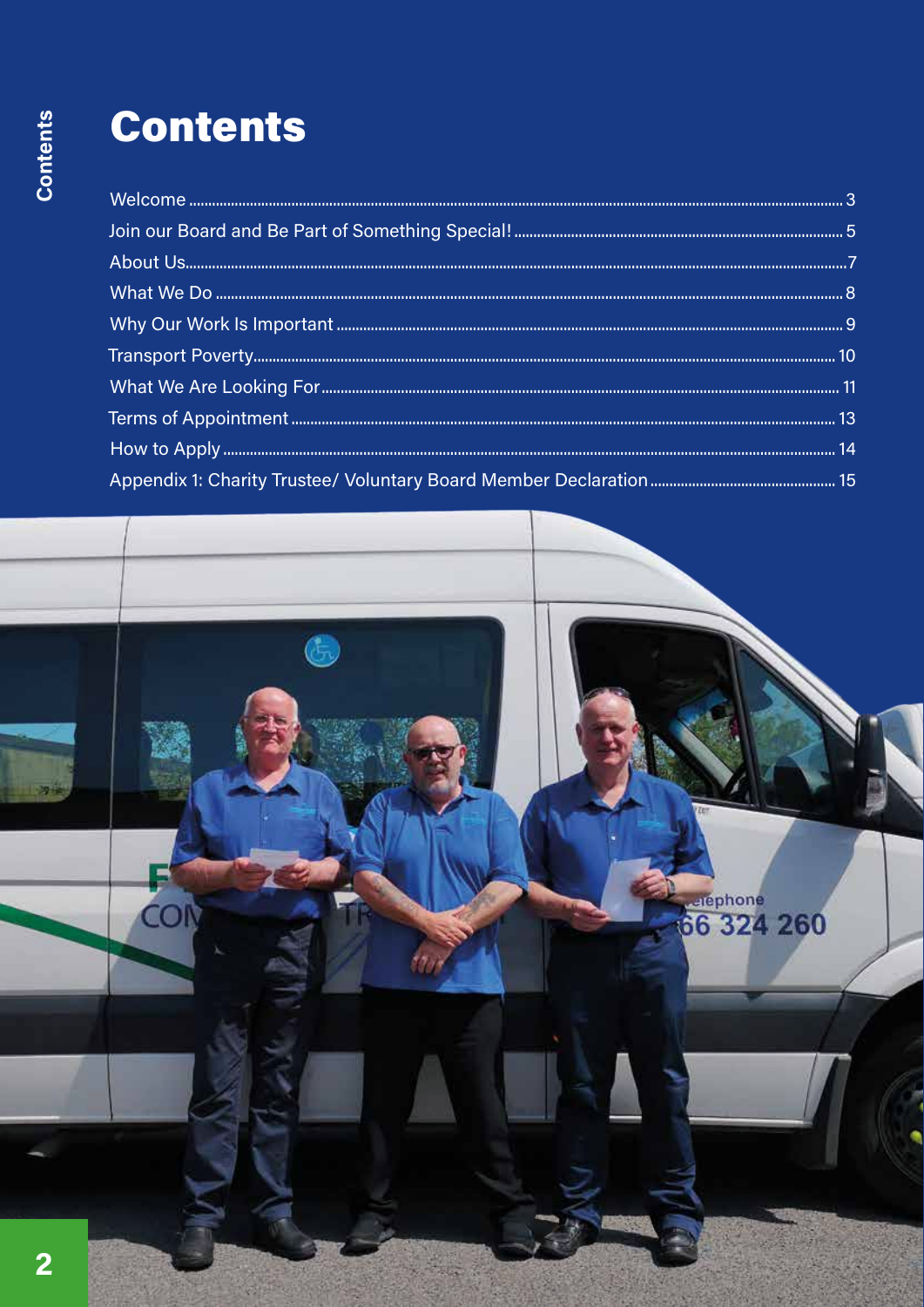# Contents

- Welcome ........ 3
- Join our Board and Be Part of Something Special! ........ 5
- About Us ........ 7
- What We Do ........ 8
- Why Our Work Is Important ........ 9
- Transport Poverty ........ 10
- What We Are Looking For ........ 11
- Terms of Appointment ........ 13
- How to Apply ........ 14
- Appendix 1: Charity Trustee/ Voluntary Board Member Declaration ........ 15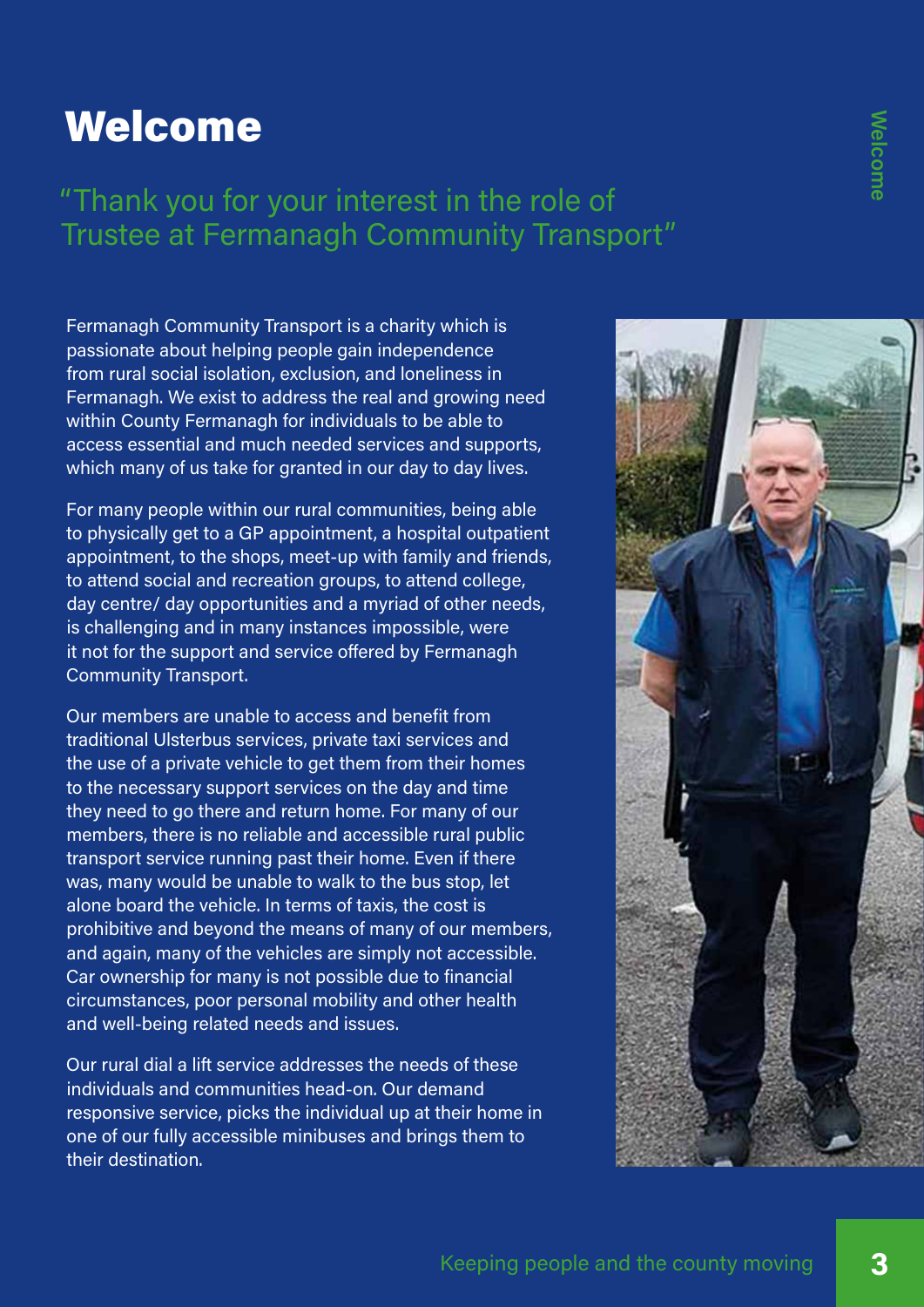# Welcome

"Thank you for your interest in the role of Trustee at Fermanagh Community Transport"

Fermanagh Community Transport is a charity which is passionate about helping people gain independence from rural social isolation, exclusion, and loneliness in Fermanagh. We exist to address the real and growing need within County Fermanagh for individuals to be able to access essential and much needed services and supports, which many of us take for granted in our day to day lives.

For many people within our rural communities, being able to physically get to a GP appointment, a hospital outpatient appointment, to the shops, meet-up with family and friends, to attend social and recreation groups, to attend college, day centre/ day opportunities and a myriad of other needs, is challenging and in many instances impossible, were it not for the support and service offered by Fermanagh Community Transport.

Our members are unable to access and benefit from traditional Ulsterbus services, private taxi services and the use of a private vehicle to get them from their homes to the necessary support services on the day and time they need to go there and return home. For many of our members, there is no reliable and accessible rural public transport service running past their home. Even if there was, many would be unable to walk to the bus stop, let alone board the vehicle. In terms of taxis, the cost is prohibitive and beyond the means of many of our members, and again, many of the vehicles are simply not accessible. Car ownership for many is not possible due to financial circumstances, poor personal mobility and other health and well-being related needs and issues.

Our rural dial a lift service addresses the needs of these individuals and communities head-on. Our demand responsive service, picks the individual up at their home in one of our fully accessible minibuses and brings them to their destination.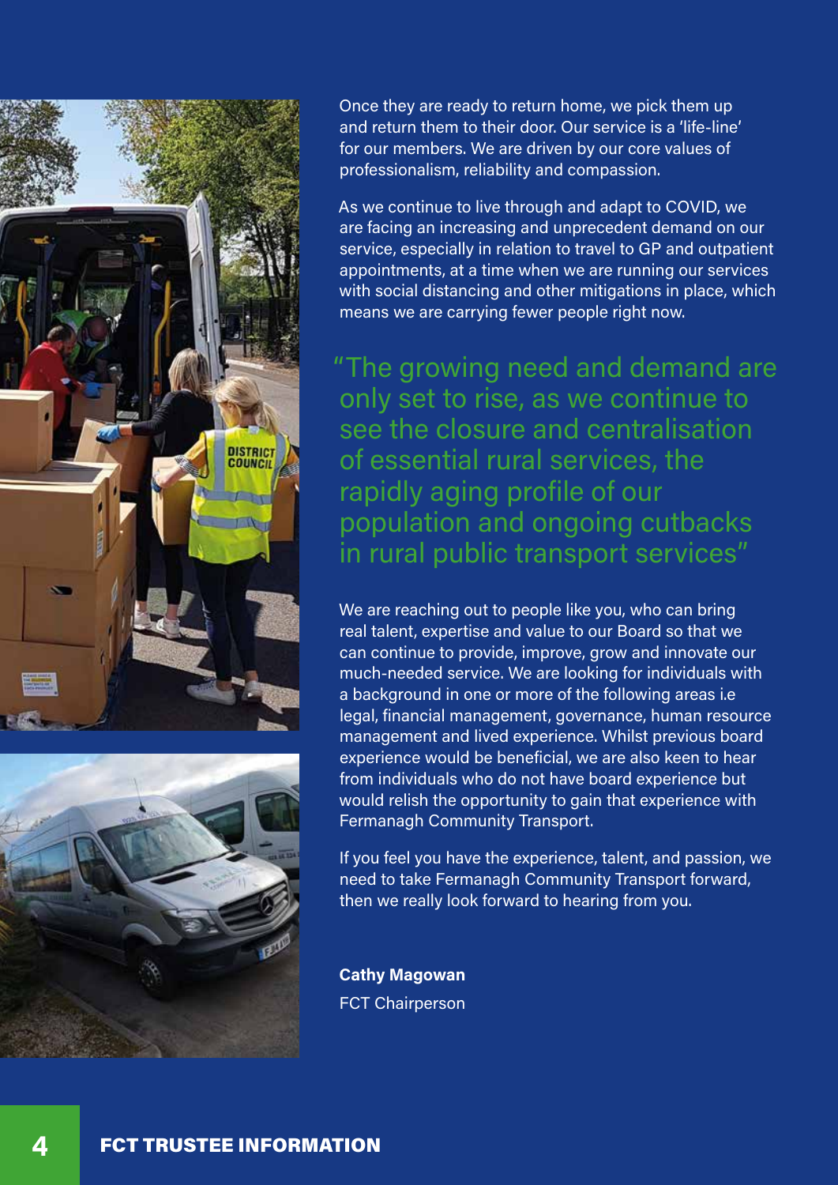Once they are ready to return home, we pick them up and return them to their door. Our service is a 'life-line' for our members. We are driven by our core values of professionalism, reliability and compassion.

As we continue to live through and adapt to COVID, we are facing an increasing and unprecedent demand on our service, especially in relation to travel to GP and outpatient appointments, at a time when we are running our services with social distancing and other mitigations in place, which means we are carrying fewer people right now.

> "The growing need and demand are only set to rise, as we continue to see the closure and centralisation of essential rural services, the rapidly aging profile of our population and ongoing cutbacks in rural public transport services"

We are reaching out to people like you, who can bring real talent, expertise and value to our Board so that we can continue to provide, improve, grow and innovate our much-needed service. We are looking for individuals with a background in one or more of the following areas i.e legal, financial management, governance, human resource management and lived experience. Whilst previous board experience would be beneficial, we are also keen to hear from individuals who do not have board experience but would relish the opportunity to gain that experience with Fermanagh Community Transport.

If you feel you have the experience, talent, and passion, we need to take Fermanagh Community Transport forward, then we really look forward to hearing from you.

**Cathy Magowan**
FCT Chairperson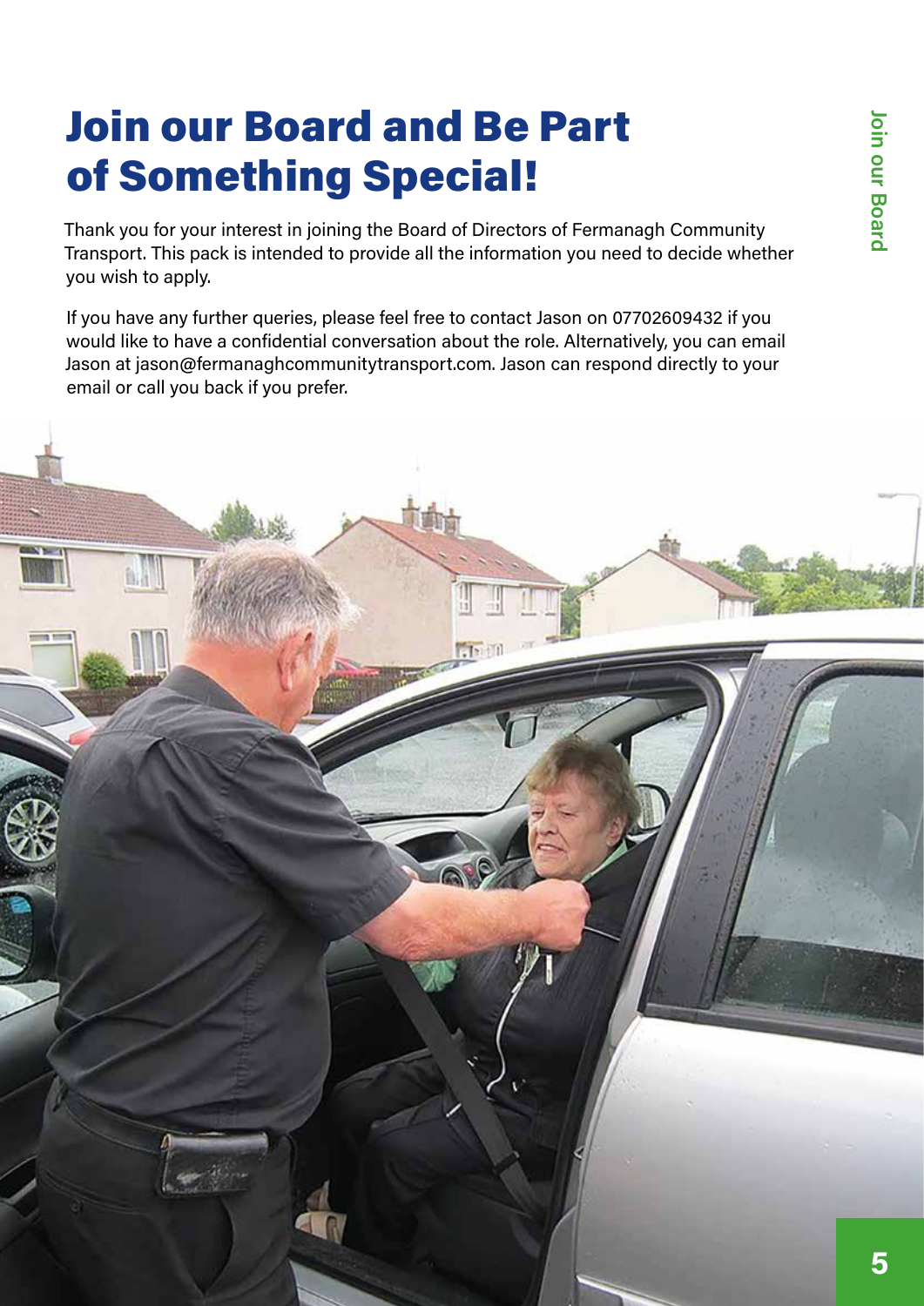# Join our Board and Be Part of Something Special!

Thank you for your interest in joining the Board of Directors of Fermanagh Community Transport. This pack is intended to provide all the information you need to decide whether you wish to apply.

If you have any further queries, please feel free to contact Jason on 07702609432 if you would like to have a confidential conversation about the role. Alternatively, you can email Jason at jason@fermanaghcommunitytransport.com. Jason can respond directly to your email or call you back if you prefer.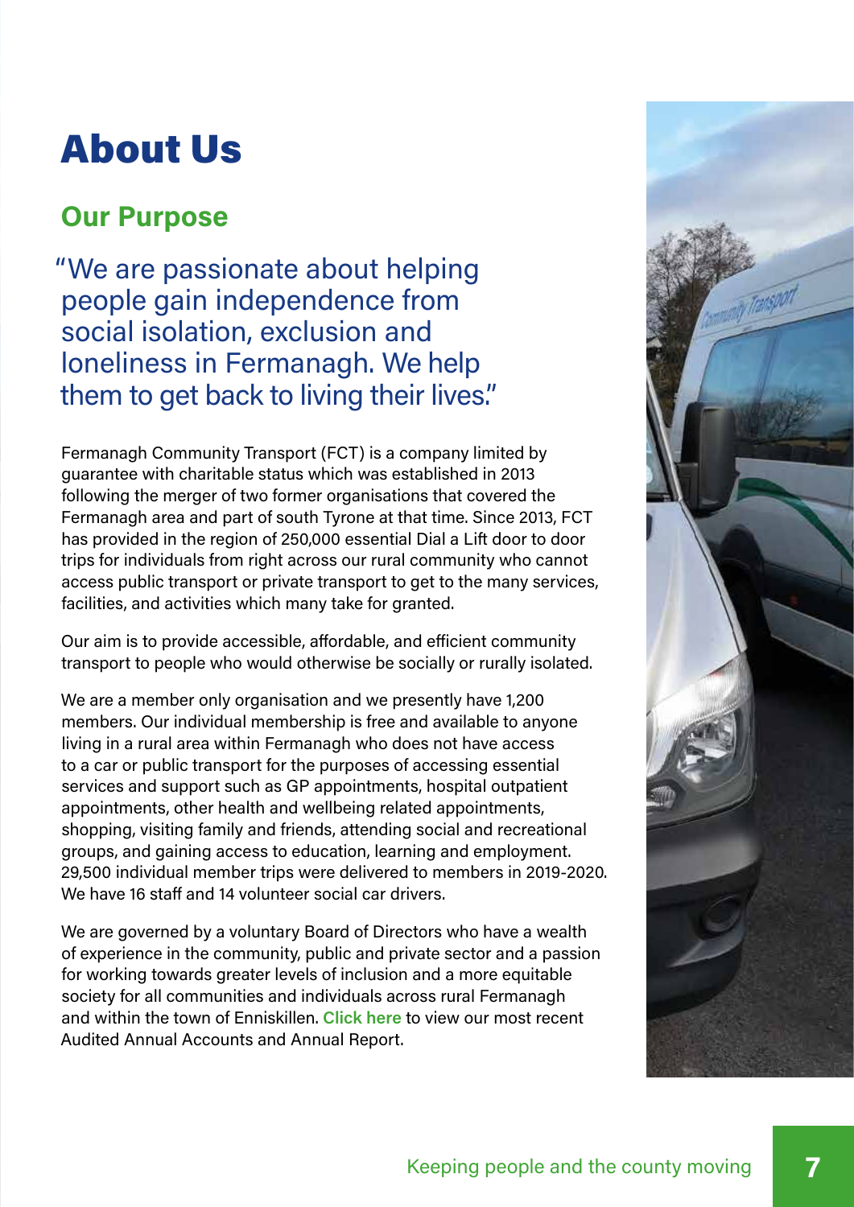# About Us

## Our Purpose

"We are passionate about helping people gain independence from social isolation, exclusion and loneliness in Fermanagh. We help them to get back to living their lives."

Fermanagh Community Transport (FCT) is a company limited by guarantee with charitable status which was established in 2013 following the merger of two former organisations that covered the Fermanagh area and part of south Tyrone at that time. Since 2013, FCT has provided in the region of 250,000 essential Dial a Lift door to door trips for individuals from right across our rural community who cannot access public transport or private transport to get to the many services, facilities, and activities which many take for granted.

Our aim is to provide accessible, affordable, and efficient community transport to people who would otherwise be socially or rurally isolated.

We are a member only organisation and we presently have 1,200 members. Our individual membership is free and available to anyone living in a rural area within Fermanagh who does not have access to a car or public transport for the purposes of accessing essential services and support such as GP appointments, hospital outpatient appointments, other health and wellbeing related appointments, shopping, visiting family and friends, attending social and recreational groups, and gaining access to education, learning and employment. 29,500 individual member trips were delivered to members in 2019-2020. We have 16 staff and 14 volunteer social car drivers.

We are governed by a voluntary Board of Directors who have a wealth of experience in the community, public and private sector and a passion for working towards greater levels of inclusion and a more equitable society for all communities and individuals across rural Fermanagh and within the town of Enniskillen. **Click here** to view our most recent Audited Annual Accounts and Annual Report.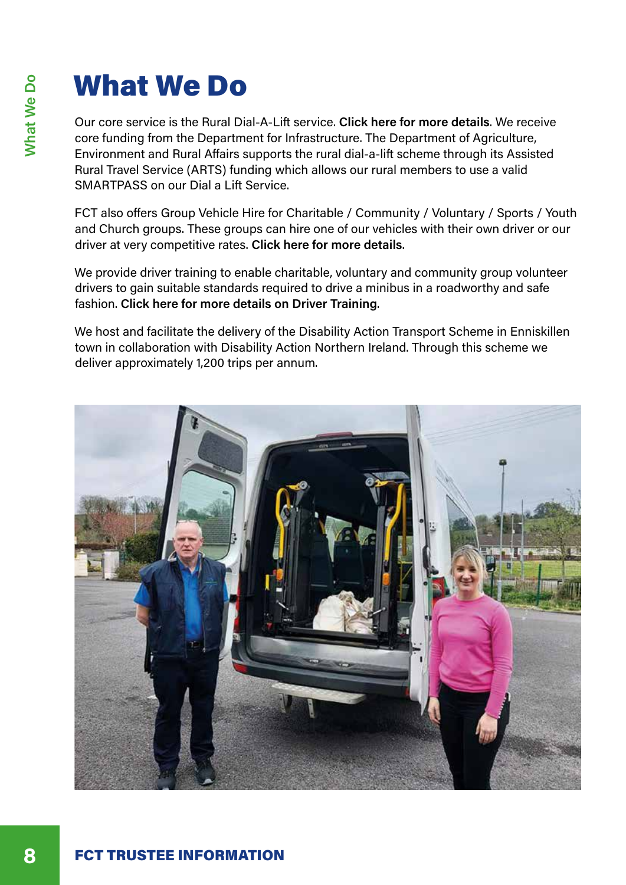# What We Do

Our core service is the Rural Dial-A-Lift service. **Click here for more details**. We receive core funding from the Department for Infrastructure. The Department of Agriculture, Environment and Rural Affairs supports the rural dial-a-lift scheme through its Assisted Rural Travel Service (ARTS) funding which allows our rural members to use a valid SMARTPASS on our Dial a Lift Service.

FCT also offers Group Vehicle Hire for Charitable / Community / Voluntary / Sports / Youth and Church groups. These groups can hire one of our vehicles with their own driver or our driver at very competitive rates. **Click here for more details**.

We provide driver training to enable charitable, voluntary and community group volunteer drivers to gain suitable standards required to drive a minibus in a roadworthy and safe fashion. **Click here for more details on Driver Training**.

We host and facilitate the delivery of the Disability Action Transport Scheme in Enniskillen town in collaboration with Disability Action Northern Ireland. Through this scheme we deliver approximately 1,200 trips per annum.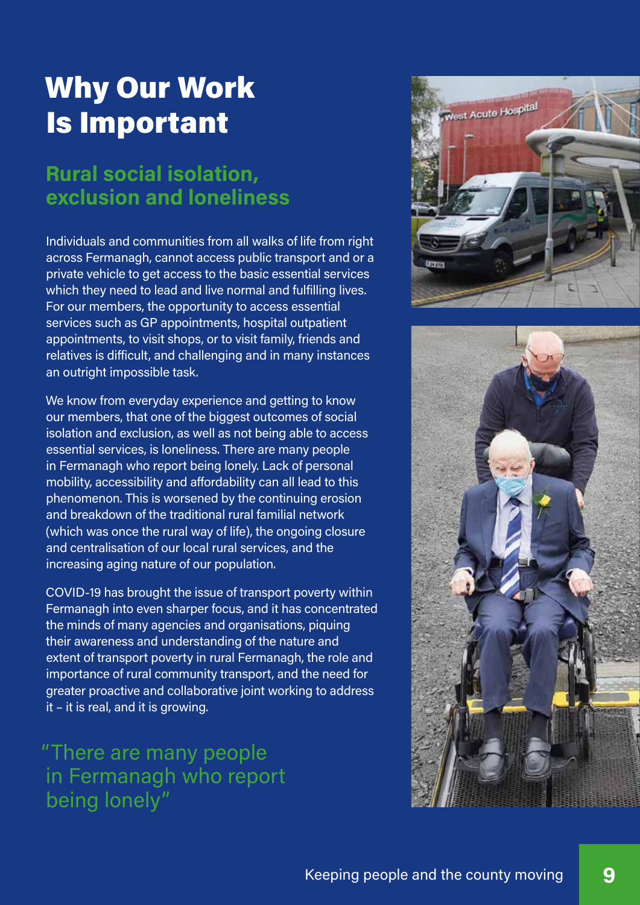# Why Our Work Is Important

## Rural social isolation, exclusion and loneliness

Individuals and communities from all walks of life from right across Fermanagh, cannot access public transport and or a private vehicle to get access to the basic essential services which they need to lead and live normal and fulfilling lives. For our members, the opportunity to access essential services such as GP appointments, hospital outpatient appointments, to visit shops, or to visit family, friends and relatives is difficult, and challenging and in many instances an outright impossible task.

We know from everyday experience and getting to know our members, that one of the biggest outcomes of social isolation and exclusion, as well as not being able to access essential services, is loneliness. There are many people in Fermanagh who report being lonely. Lack of personal mobility, accessibility and affordability can all lead to this phenomenon. This is worsened by the continuing erosion and breakdown of the traditional rural familial network (which was once the rural way of life), the ongoing closure and centralisation of our local rural services, and the increasing aging nature of our population.

COVID-19 has brought the issue of transport poverty within Fermanagh into even sharper focus, and it has concentrated the minds of many agencies and organisations, piquing their awareness and understanding of the nature and extent of transport poverty in rural Fermanagh, the role and importance of rural community transport, and the need for greater proactive and collaborative joint working to address it – it is real, and it is growing.

"There are many people in Fermanagh who report being lonely"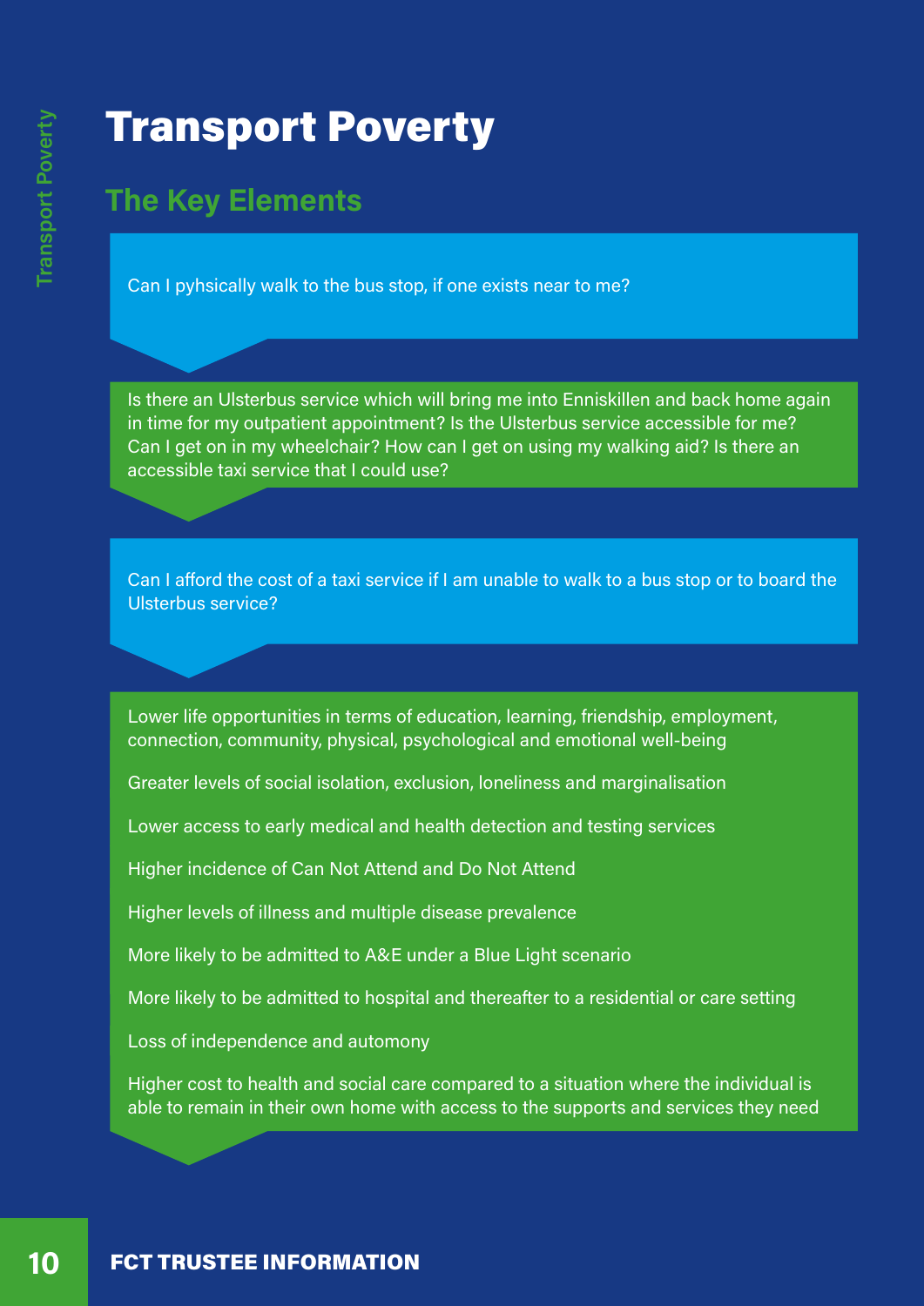# Transport Poverty

## The Key Elements

Can I pyhsically walk to the bus stop, if one exists near to me?

Is there an Ulsterbus service which will bring me into Enniskillen and back home again in time for my outpatient appointment? Is the Ulsterbus service accessible for me? Can I get on in my wheelchair? How can I get on using my walking aid? Is there an accessible taxi service that I could use?

Can I afford the cost of a taxi service if I am unable to walk to a bus stop or to board the Ulsterbus service?

Lower life opportunities in terms of education, learning, friendship, employment, connection, community, physical, psychological and emotional well-being

Greater levels of social isolation, exclusion, loneliness and marginalisation

Lower access to early medical and health detection and testing services

Higher incidence of Can Not Attend and Do Not Attend

Higher levels of illness and multiple disease prevalence

More likely to be admitted to A&E under a Blue Light scenario

More likely to be admitted to hospital and thereafter to a residential or care setting

Loss of independence and automony

Higher cost to health and social care compared to a situation where the individual is able to remain in their own home with access to the supports and services they need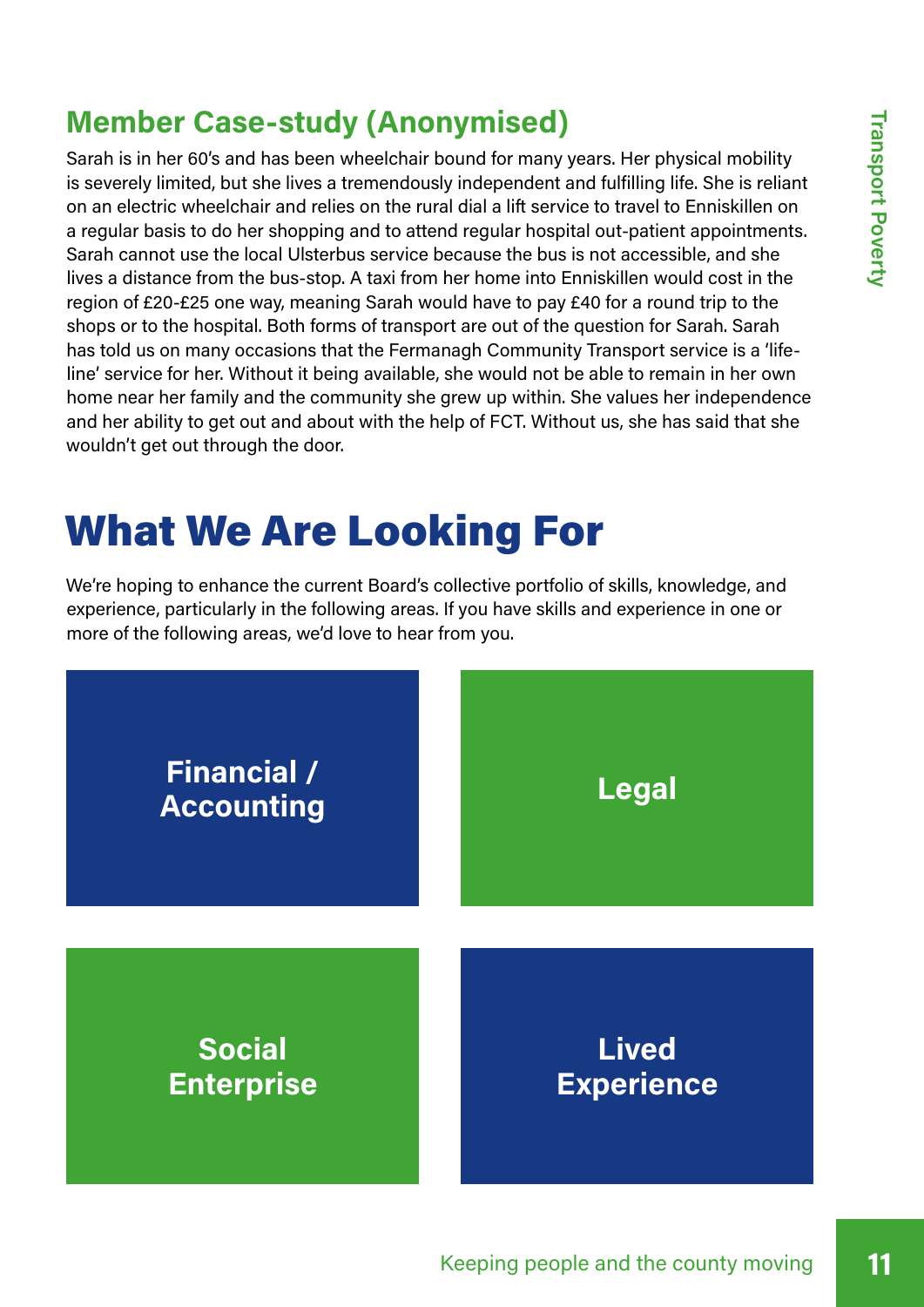## Member Case-study (Anonymised)

Sarah is in her 60's and has been wheelchair bound for many years. Her physical mobility is severely limited, but she lives a tremendously independent and fulfilling life. She is reliant on an electric wheelchair and relies on the rural dial a lift service to travel to Enniskillen on a regular basis to do her shopping and to attend regular hospital out-patient appointments. Sarah cannot use the local Ulsterbus service because the bus is not accessible, and she lives a distance from the bus-stop. A taxi from her home into Enniskillen would cost in the region of £20-£25 one way, meaning Sarah would have to pay £40 for a round trip to the shops or to the hospital. Both forms of transport are out of the question for Sarah. Sarah has told us on many occasions that the Fermanagh Community Transport service is a 'life-line' service for her. Without it being available, she would not be able to remain in her own home near her family and the community she grew up within. She values her independence and her ability to get out and about with the help of FCT. Without us, she has said that she wouldn't get out through the door.

# What We Are Looking For

We're hoping to enhance the current Board's collective portfolio of skills, knowledge, and experience, particularly in the following areas. If you have skills and experience in one or more of the following areas, we'd love to hear from you.

- **Financial / Accounting**
- **Legal**
- **Social Enterprise**
- **Lived Experience**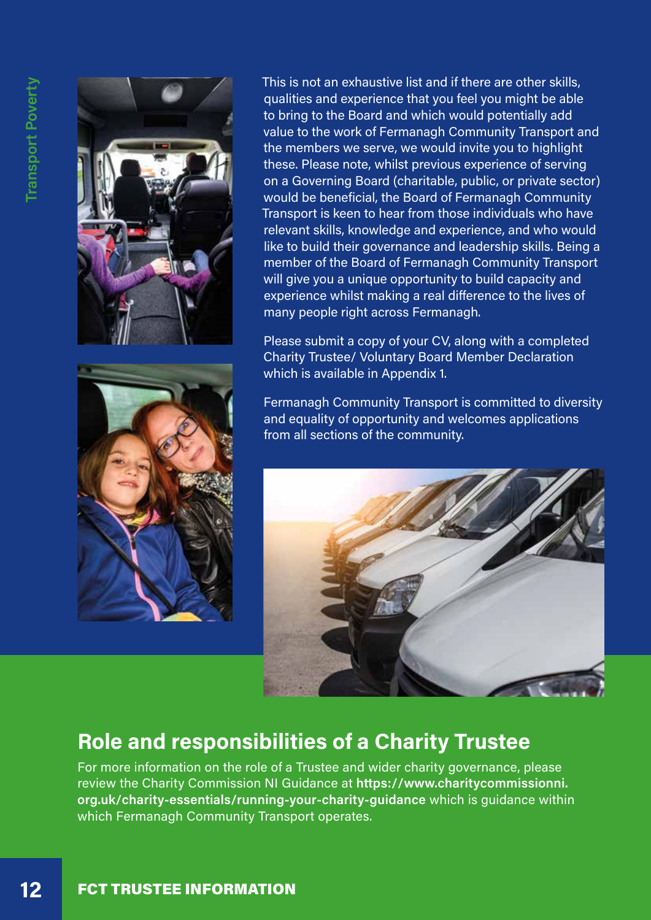This is not an exhaustive list and if there are other skills, qualities and experience that you feel you might be able to bring to the Board and which would potentially add value to the work of Fermanagh Community Transport and the members we serve, we would invite you to highlight these. Please note, whilst previous experience of serving on a Governing Board (charitable, public, or private sector) would be beneficial, the Board of Fermanagh Community Transport is keen to hear from those individuals who have relevant skills, knowledge and experience, and who would like to build their governance and leadership skills. Being a member of the Board of Fermanagh Community Transport will give you a unique opportunity to build capacity and experience whilst making a real difference to the lives of many people right across Fermanagh.

Please submit a copy of your CV, along with a completed Charity Trustee/ Voluntary Board Member Declaration which is available in Appendix 1.

Fermanagh Community Transport is committed to diversity and equality of opportunity and welcomes applications from all sections of the community.

## Role and responsibilities of a Charity Trustee

For more information on the role of a Trustee and wider charity governance, please review the Charity Commission NI Guidance at **https://www.charitycommissionni.org.uk/charity-essentials/running-your-charity-guidance** which is guidance within which Fermanagh Community Transport operates.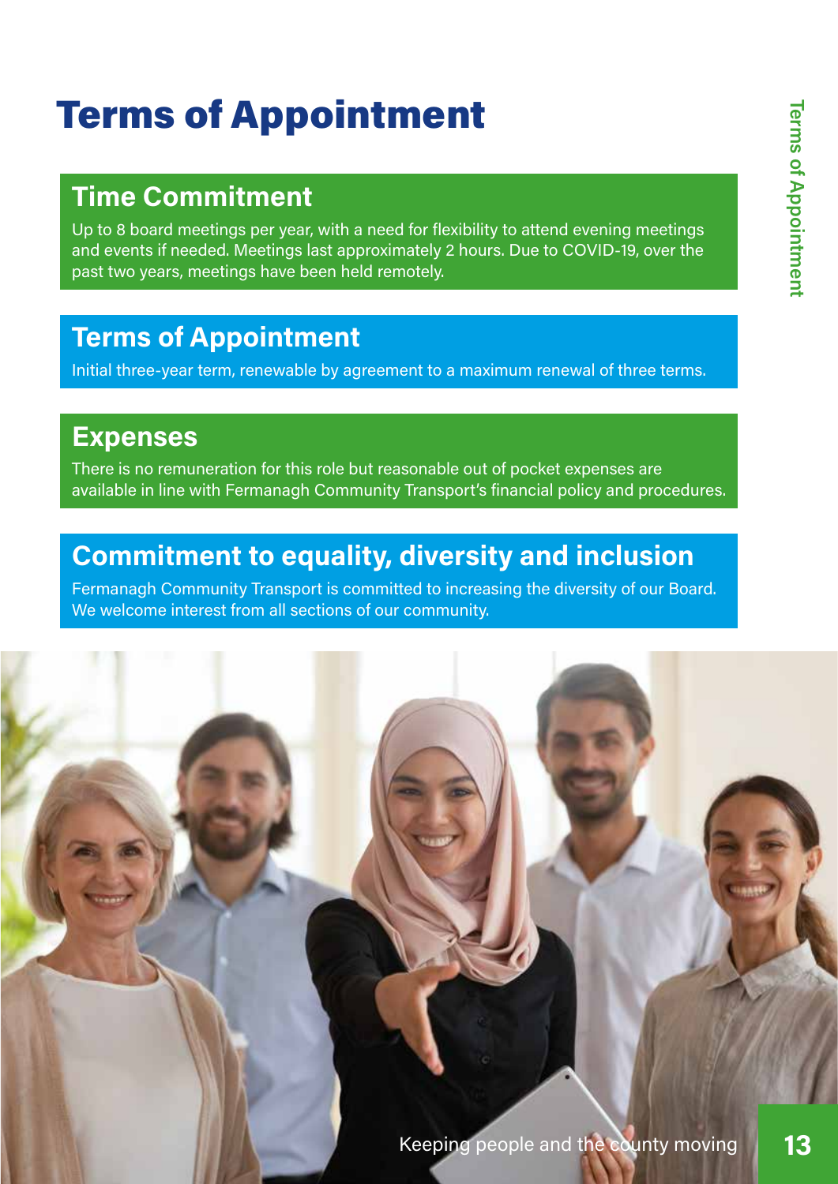# Terms of Appointment

## Time Commitment

Up to 8 board meetings per year, with a need for flexibility to attend evening meetings and events if needed. Meetings last approximately 2 hours. Due to COVID-19, over the past two years, meetings have been held remotely.

## Terms of Appointment

Initial three-year term, renewable by agreement to a maximum renewal of three terms.

## Expenses

There is no remuneration for this role but reasonable out of pocket expenses are available in line with Fermanagh Community Transport's financial policy and procedures.

## Commitment to equality, diversity and inclusion

Fermanagh Community Transport is committed to increasing the diversity of our Board. We welcome interest from all sections of our community.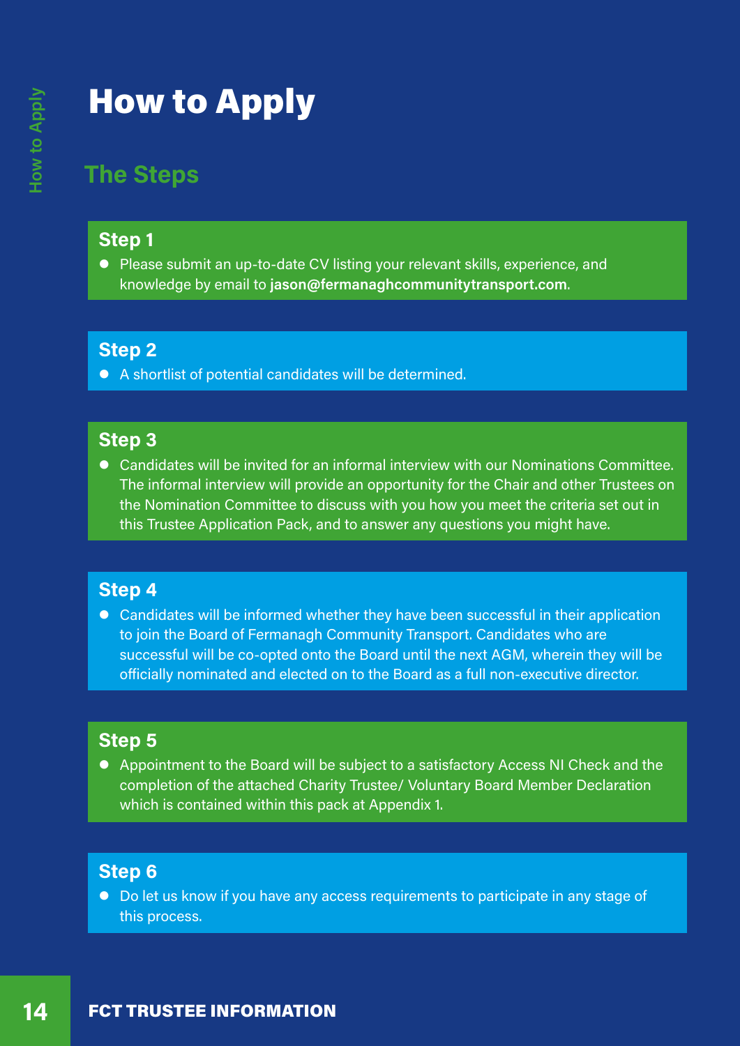# How to Apply

## The Steps

### Step 1

- Please submit an up-to-date CV listing your relevant skills, experience, and knowledge by email to **jason@fermanaghcommunitytransport.com**.

### Step 2

- A shortlist of potential candidates will be determined.

### Step 3

- Candidates will be invited for an informal interview with our Nominations Committee. The informal interview will provide an opportunity for the Chair and other Trustees on the Nomination Committee to discuss with you how you meet the criteria set out in this Trustee Application Pack, and to answer any questions you might have.

### Step 4

- Candidates will be informed whether they have been successful in their application to join the Board of Fermanagh Community Transport. Candidates who are successful will be co-opted onto the Board until the next AGM, wherein they will be officially nominated and elected on to the Board as a full non-executive director.

### Step 5

- Appointment to the Board will be subject to a satisfactory Access NI Check and the completion of the attached Charity Trustee/ Voluntary Board Member Declaration which is contained within this pack at Appendix 1.

### Step 6

- Do let us know if you have any access requirements to participate in any stage of this process.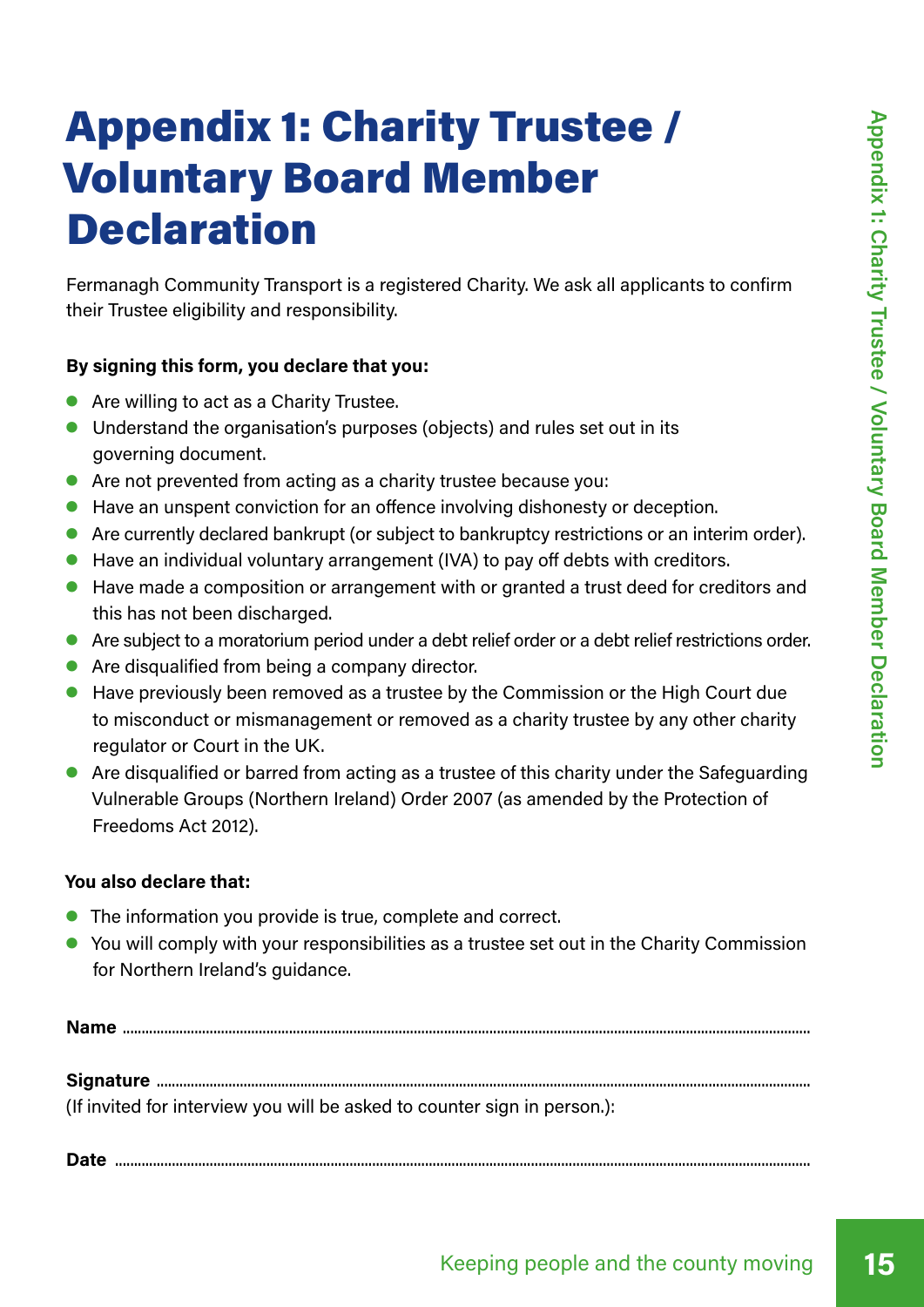# Appendix 1: Charity Trustee / Voluntary Board Member Declaration

Fermanagh Community Transport is a registered Charity. We ask all applicants to confirm their Trustee eligibility and responsibility.

**By signing this form, you declare that you:**

- Are willing to act as a Charity Trustee.
- Understand the organisation's purposes (objects) and rules set out in its governing document.
- Are not prevented from acting as a charity trustee because you:
- Have an unspent conviction for an offence involving dishonesty or deception.
- Are currently declared bankrupt (or subject to bankruptcy restrictions or an interim order).
- Have an individual voluntary arrangement (IVA) to pay off debts with creditors.
- Have made a composition or arrangement with or granted a trust deed for creditors and this has not been discharged.
- Are subject to a moratorium period under a debt relief order or a debt relief restrictions order.
- Are disqualified from being a company director.
- Have previously been removed as a trustee by the Commission or the High Court due to misconduct or mismanagement or removed as a charity trustee by any other charity regulator or Court in the UK.
- Are disqualified or barred from acting as a trustee of this charity under the Safeguarding Vulnerable Groups (Northern Ireland) Order 2007 (as amended by the Protection of Freedoms Act 2012).

**You also declare that:**

- The information you provide is true, complete and correct.
- You will comply with your responsibilities as a trustee set out in the Charity Commission for Northern Ireland's guidance.

**Name** ..............................................................................................................................................................

**Signature** ......................................................................................................................................................
(If invited for interview you will be asked to counter sign in person.):

**Date** ................................................................................................................................................................

Keeping people and the county moving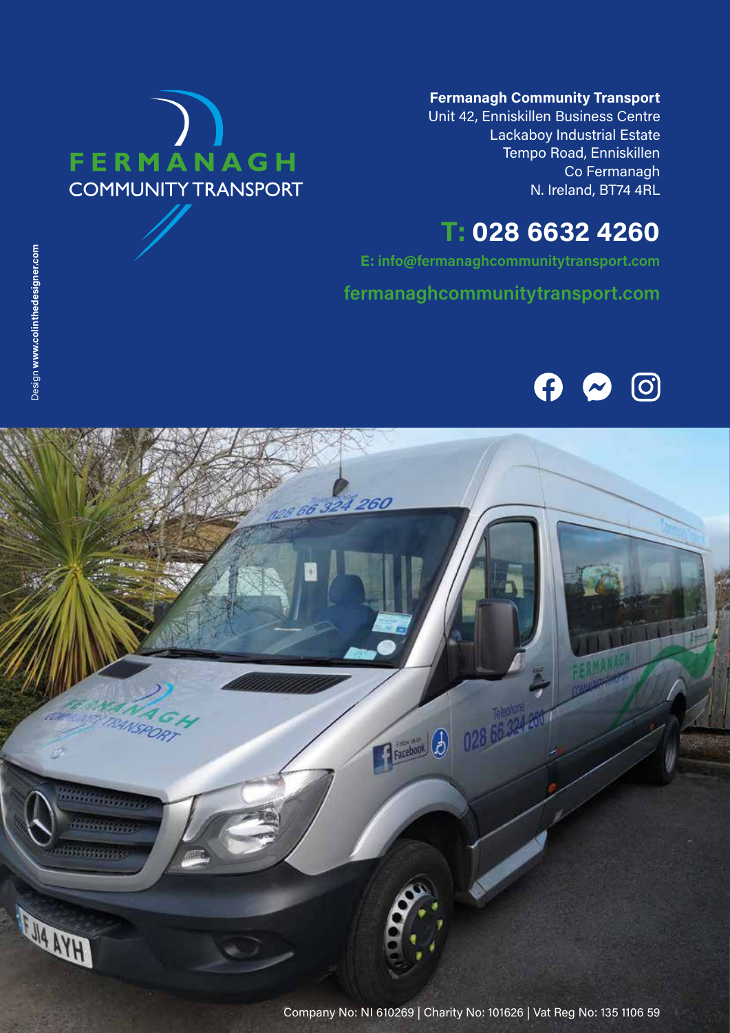FERMANAGH
COMMUNITY TRANSPORT

**Fermanagh Community Transport**
Unit 42, Enniskillen Business Centre
Lackaboy Industrial Estate
Tempo Road, Enniskillen
Co Fermanagh
N. Ireland, BT74 4RL

**T: 028 6632 4260**

**E: info@fermanaghcommunitytransport.com**

**fermanaghcommunitytransport.com**

Design **www.colinthedesigner.com**

Company No: NI 610269 | Charity No: 101626 | Vat Reg No: 135 1106 59